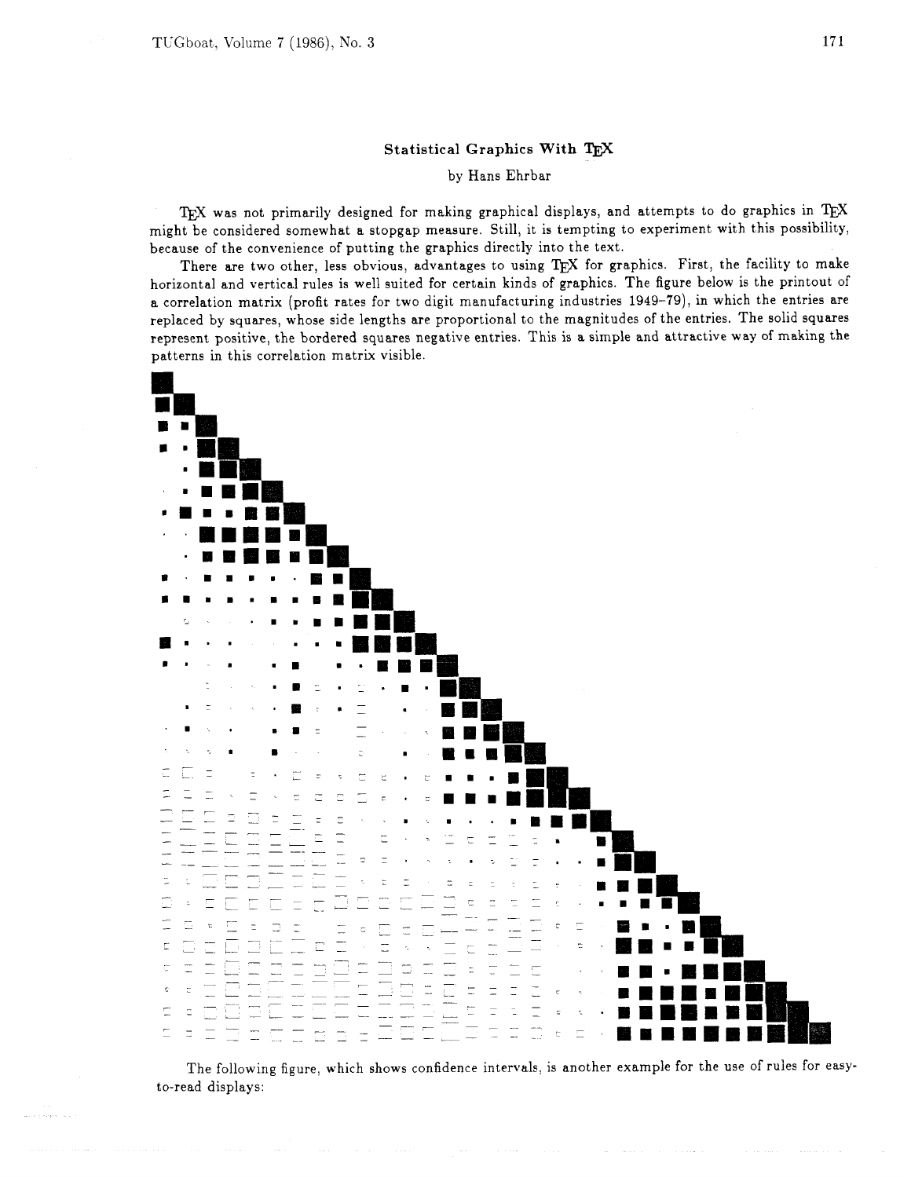# Statistical Graphics With TeX

by Hans Ehrbar

TeX was not primarily designed for making graphical displays, and attempts to do graphics in TeX might be considered somewhat a stopgap measure. Still, it is tempting to experiment with this possibility, because of the convenience of putting the graphics directly into the text.

There are two other, less obvious, advantages to using TeX for graphics. First, the facility to make horizontal and vertical rules is well suited for certain kinds of graphics. The figure below is the printout of a correlation matrix (profit rates for two digit manufacturing industries 1949–79), in which the entries are replaced by squares, whose side lengths are proportional to the magnitudes of the entries. The solid squares represent positive, the bordered squares negative entries. This is a simple and attractive way of making the patterns in this correlation matrix visible.

The following figure, which shows confidence intervals, is another example for the use of rules for easy-to-read displays: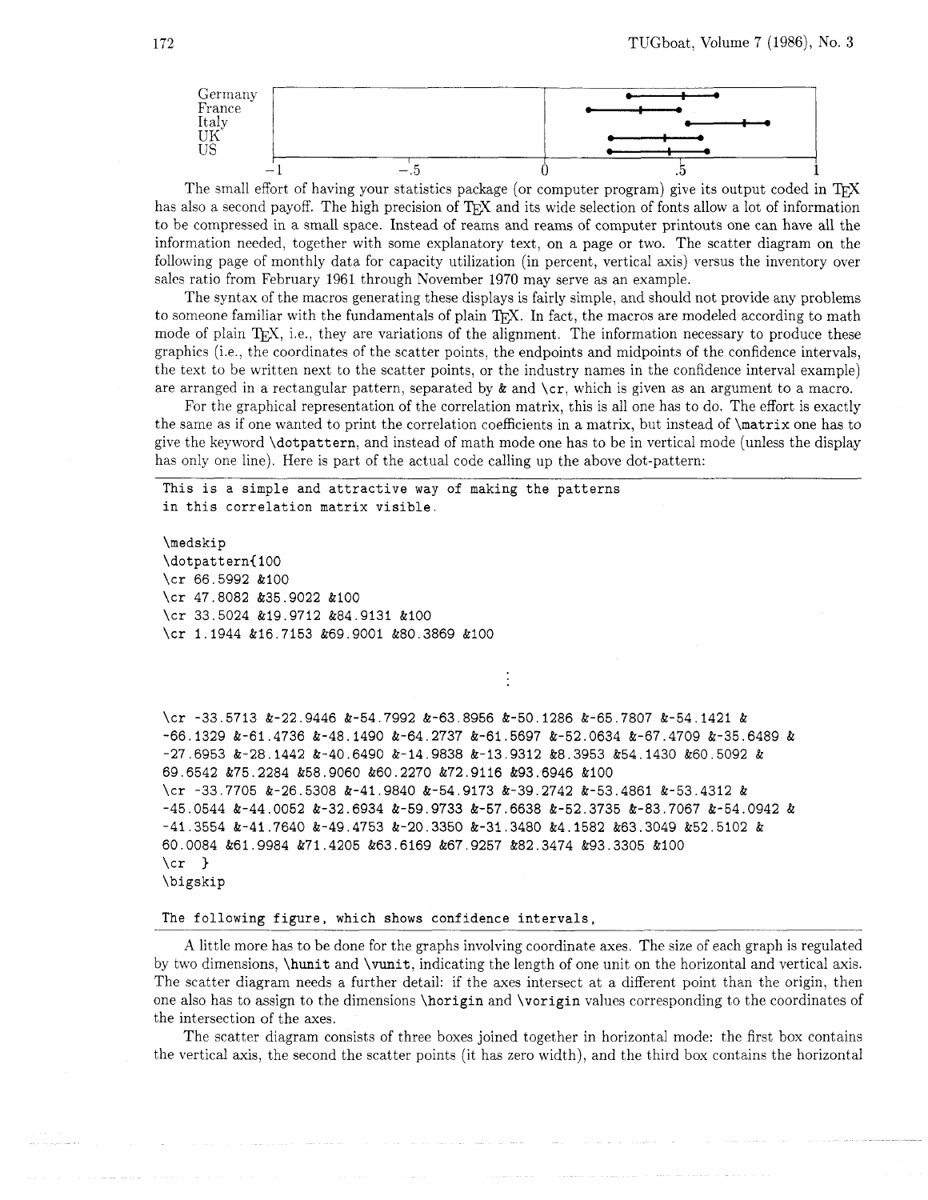Germany
France
Italy
UK
US

−1 −.5 0 .5 1

The small effort of having your statistics package (or computer program) give its output coded in TeX has also a second payoff. The high precision of TeX and its wide selection of fonts allow a lot of information to be compressed in a small space. Instead of reams and reams of computer printouts one can have all the information needed, together with some explanatory text, on a page or two. The scatter diagram on the following page of monthly data for capacity utilization (in percent, vertical axis) versus the inventory over sales ratio from February 1961 through November 1970 may serve as an example.

The syntax of the macros generating these displays is fairly simple, and should not provide any problems to someone familiar with the fundamentals of plain TeX. In fact, the macros are modeled according to math mode of plain TeX, i.e., they are variations of the alignment. The information necessary to produce these graphics (i.e., the coordinates of the scatter points, the endpoints and midpoints of the confidence intervals, the text to be written next to the scatter points, or the industry names in the confidence interval example) are arranged in a rectangular pattern, separated by `&` and `\cr`, which is given as an argument to a macro.

For the graphical representation of the correlation matrix, this is all one has to do. The effort is exactly the same as if one wanted to print the correlation coefficients in a matrix, but instead of `\matrix` one has to give the keyword `\dotpattern`, and instead of math mode one has to be in vertical mode (unless the display has only one line). Here is part of the actual code calling up the above dot-pattern:

```
This is a simple and attractive way of making the patterns
in this correlation matrix visible.

\medskip
\dotpattern{100
\cr 66.5992 &100
\cr 47.8082 &35.9022 &100
\cr 33.5024 &19.9712 &84.9131 &100
\cr 1.1944 &16.7153 &69.9001 &80.3869 &100

                                    ⋮

\cr -33.5713 &-22.9446 &-54.7992 &-63.8956 &-50.1286 &-65.7807 &-54.1421 &
-66.1329 &-61.4736 &-48.1490 &-64.2737 &-61.5697 &-52.0634 &-67.4709 &-35.6489 &
-27.6953 &-28.1442 &-40.6490 &-14.9838 &-13.9312 &8.3953 &54.1430 &60.5092 &
69.6542 &75.2284 &58.9060 &60.2270 &72.9116 &93.6946 &100
\cr -33.7705 &-26.5308 &-41.9840 &-54.9173 &-39.2742 &-53.4861 &-53.4312 &
-45.0544 &-44.0052 &-32.6934 &-59.9733 &-57.6638 &-52.3735 &-83.7067 &-54.0942 &
-41.3554 &-41.7640 &-49.4753 &-20.3350 &-31.3480 &4.1582 &63.3049 &52.5102 &
60.0084 &61.9984 &71.4205 &63.6169 &67.9257 &82.3474 &93.3305 &100
\cr }
\bigskip

The following figure, which shows confidence intervals,
```

A little more has to be done for the graphs involving coordinate axes. The size of each graph is regulated by two dimensions, `\hunit` and `\vunit`, indicating the length of one unit on the horizontal and vertical axis. The scatter diagram needs a further detail: if the axes intersect at a different point than the origin, then one also has to assign to the dimensions `\horigin` and `\vorigin` values corresponding to the coordinates of the intersection of the axes.

The scatter diagram consists of three boxes joined together in horizontal mode: the first box contains the vertical axis, the second the scatter points (it has zero width), and the third box contains the horizontal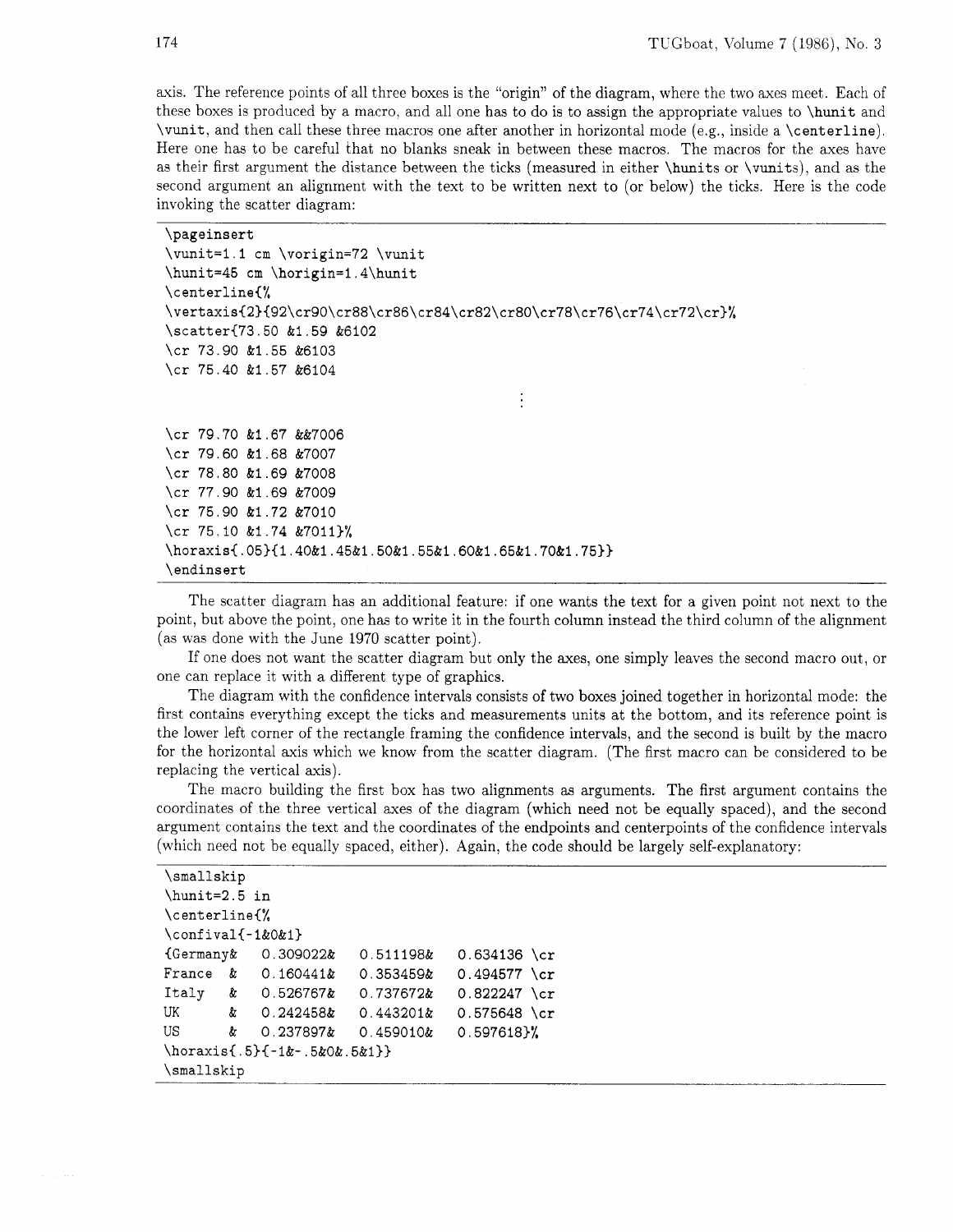axis. The reference points of all three boxes is the "origin" of the diagram, where the two axes meet. Each of these boxes is produced by a macro, and all one has to do is to assign the appropriate values to `\hunit` and `\vunit`, and then call these three macros one after another in horizontal mode (e.g., inside a `\centerline`). Here one has to be careful that no blanks sneak in between these macros. The macros for the axes have as their first argument the distance between the ticks (measured in either `\hunits` or `\vunits`), and as the second argument an alignment with the text to be written next to (or below) the ticks. Here is the code invoking the scatter diagram:

```
\pageinsert
\vunit=1.1 cm \vorigin=72 \vunit
\hunit=45 cm \horigin=1.4\hunit
\centerline{%
\vertaxis{2}{92\cr90\cr88\cr86\cr84\cr82\cr80\cr78\cr76\cr74\cr72\cr}%
\scatter{73.50 &1.59 &6102
\cr 73.90 &1.55 &6103
\cr 75.40 &1.57 &6104
                              ⋮

\cr 79.70 &1.67 &&7006
\cr 79.60 &1.68 &7007
\cr 78.80 &1.69 &7008
\cr 77.90 &1.69 &7009
\cr 75.90 &1.72 &7010
\cr 75.10 &1.74 &7011}%
\horaxis{.05}{1.40&1.45&1.50&1.55&1.60&1.65&1.70&1.75}}
\endinsert
```

The scatter diagram has an additional feature: if one wants the text for a given point not next to the point, but above the point, one has to write it in the fourth column instead the third column of the alignment (as was done with the June 1970 scatter point).

If one does not want the scatter diagram but only the axes, one simply leaves the second macro out, or one can replace it with a different type of graphics.

The diagram with the confidence intervals consists of two boxes joined together in horizontal mode: the first contains everything except the ticks and measurements units at the bottom, and its reference point is the lower left corner of the rectangle framing the confidence intervals, and the second is built by the macro for the horizontal axis which we know from the scatter diagram. (The first macro can be considered to be replacing the vertical axis).

The macro building the first box has two alignments as arguments. The first argument contains the coordinates of the three vertical axes of the diagram (which need not be equally spaced), and the second argument contains the text and the coordinates of the endpoints and centerpoints of the confidence intervals (which need not be equally spaced, either). Again, the code should be largely self-explanatory:

```
\smallskip
\hunit=2.5 in
\centerline{%
\confival{-1&0&1}
{Germany&   0.309022&   0.511198&   0.634136 \cr
France  &   0.160441&   0.353459&   0.494577 \cr
Italy   &   0.526767&   0.737672&   0.822247 \cr
UK      &   0.242458&   0.443201&   0.575648 \cr
US      &   0.237897&   0.459010&   0.597618}%
\horaxis{.5}{-1&-.5&0&.5&1}}
\smallskip
```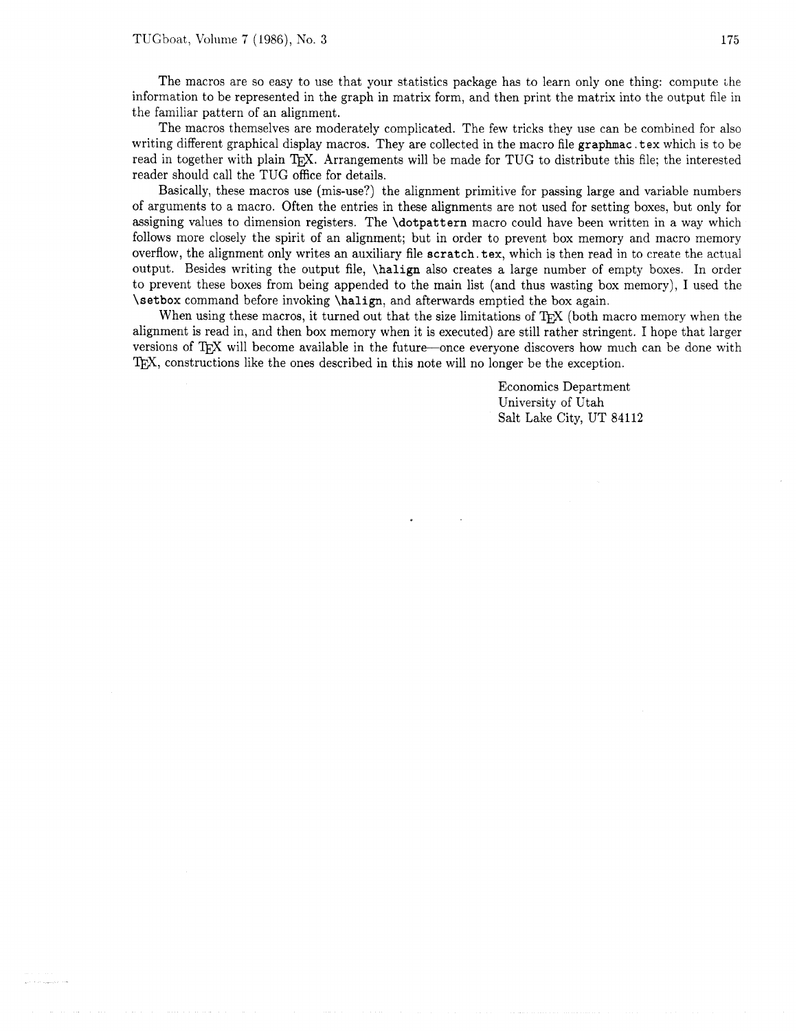The macros are so easy to use that your statistics package has to learn only one thing: compute the information to be represented in the graph in matrix form, and then print the matrix into the output file in the familiar pattern of an alignment.

The macros themselves are moderately complicated. The few tricks they use can be combined for also writing different graphical display macros. They are collected in the macro file `graphmac.tex` which is to be read in together with plain TeX. Arrangements will be made for TUG to distribute this file; the interested reader should call the TUG office for details.

Basically, these macros use (mis-use?) the alignment primitive for passing large and variable numbers of arguments to a macro. Often the entries in these alignments are not used for setting boxes, but only for assigning values to dimension registers. The `\dotpattern` macro could have been written in a way which follows more closely the spirit of an alignment; but in order to prevent box memory and macro memory overflow, the alignment only writes an auxiliary file `scratch.tex`, which is then read in to create the actual output. Besides writing the output file, `\halign` also creates a large number of empty boxes. In order to prevent these boxes from being appended to the main list (and thus wasting box memory), I used the `\setbox` command before invoking `\halign`, and afterwards emptied the box again.

When using these macros, it turned out that the size limitations of TeX (both macro memory when the alignment is read in, and then box memory when it is executed) are still rather stringent. I hope that larger versions of TeX will become available in the future—once everyone discovers how much can be done with TeX, constructions like the ones described in this note will no longer be the exception.

Economics Department
University of Utah
Salt Lake City, UT 84112